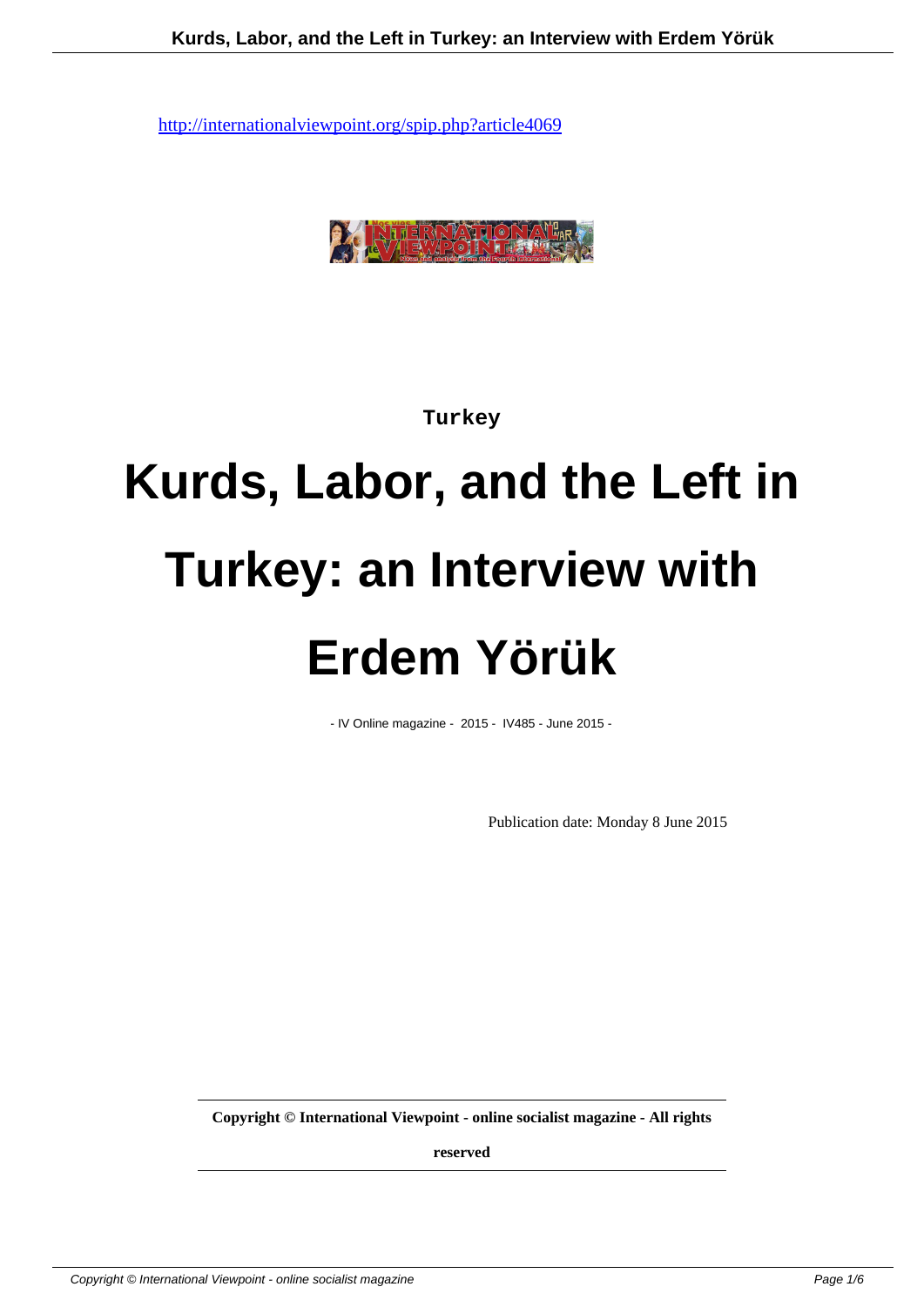http://internationalviewpoint.org/spip.php?article4069

Turkey

# Kurds, Labor, and the Left in Turkey: an Interview with Erdem Yörük

- IV Online magazine - 2015 - IV485 - June 2015 -

Publication date: Monday 8 June 2015

**Copyright © International Viewpoint - online socialist magazine - All rights reserved**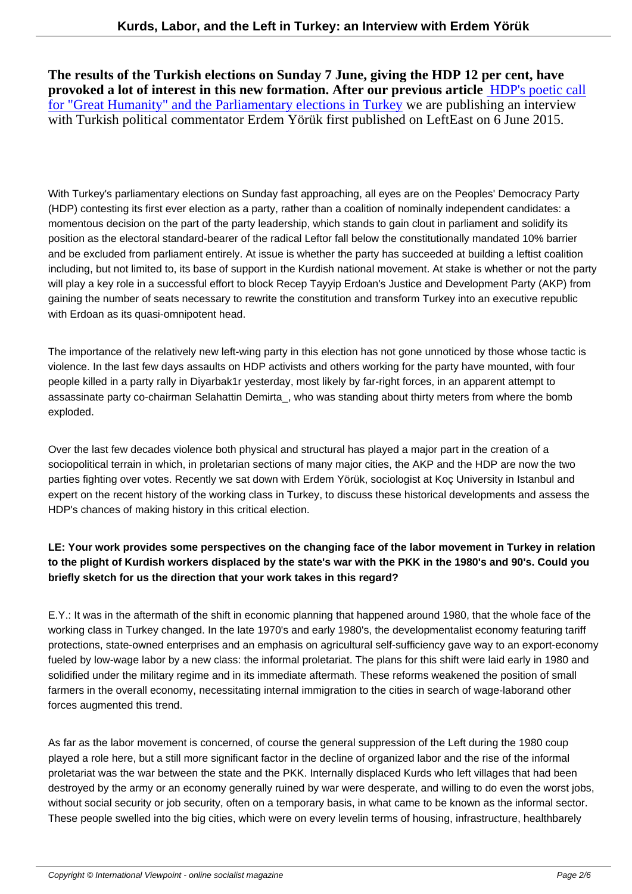**The results of the Turkish elections on Sunday 7 June, giving the HDP 12 per cent, have provoked a lot of interest in this new formation. After our previous article** HDP's poetic call for "Great Humanity" and the Parliamentary elections in Turkey we are publishing an interview with Turkish political commentator Erdem Yörük first published on LeftEast on 6 June 2015.

With Turkey's parliamentary elections on Sunday fast approaching, all eyes are on the Peoples' Democracy Party (HDP) contesting its first ever election as a party, rather than a coalition of nominally independent candidates: a momentous decision on the part of the party leadership, which stands to gain clout in parliament and solidify its position as the electoral standard-bearer of the radical Leftor fall below the constitutionally mandated 10% barrier and be excluded from parliament entirely. At issue is whether the party has succeeded at building a leftist coalition including, but not limited to, its base of support in the Kurdish national movement. At stake is whether or not the party will play a key role in a successful effort to block Recep Tayyip Erdoan's Justice and Development Party (AKP) from gaining the number of seats necessary to rewrite the constitution and transform Turkey into an executive republic with Erdoan as its quasi-omnipotent head.

The importance of the relatively new left-wing party in this election has not gone unnoticed by those whose tactic is violence. In the last few days assaults on HDP activists and others working for the party have mounted, with four people killed in a party rally in Diyarbak1r yesterday, most likely by far-right forces, in an apparent attempt to assassinate party co-chairman Selahattin Demirta_, who was standing about thirty meters from where the bomb exploded.

Over the last few decades violence both physical and structural has played a major part in the creation of a sociopolitical terrain in which, in proletarian sections of many major cities, the AKP and the HDP are now the two parties fighting over votes. Recently we sat down with Erdem Yörük, sociologist at Koç University in Istanbul and expert on the recent history of the working class in Turkey, to discuss these historical developments and assess the HDP's chances of making history in this critical election.

**LE: Your work provides some perspectives on the changing face of the labor movement in Turkey in relation to the plight of Kurdish workers displaced by the state's war with the PKK in the 1980's and 90's. Could you briefly sketch for us the direction that your work takes in this regard?**

E.Y.: It was in the aftermath of the shift in economic planning that happened around 1980, that the whole face of the working class in Turkey changed. In the late 1970's and early 1980's, the developmentalist economy featuring tariff protections, state-owned enterprises and an emphasis on agricultural self-sufficiency gave way to an export-economy fueled by low-wage labor by a new class: the informal proletariat. The plans for this shift were laid early in 1980 and solidified under the military regime and in its immediate aftermath. These reforms weakened the position of small farmers in the overall economy, necessitating internal immigration to the cities in search of wage-laborand other forces augmented this trend.

As far as the labor movement is concerned, of course the general suppression of the Left during the 1980 coup played a role here, but a still more significant factor in the decline of organized labor and the rise of the informal proletariat was the war between the state and the PKK. Internally displaced Kurds who left villages that had been destroyed by the army or an economy generally ruined by war were desperate, and willing to do even the worst jobs, without social security or job security, often on a temporary basis, in what came to be known as the informal sector. These people swelled into the big cities, which were on every levelin terms of housing, infrastructure, healthbarely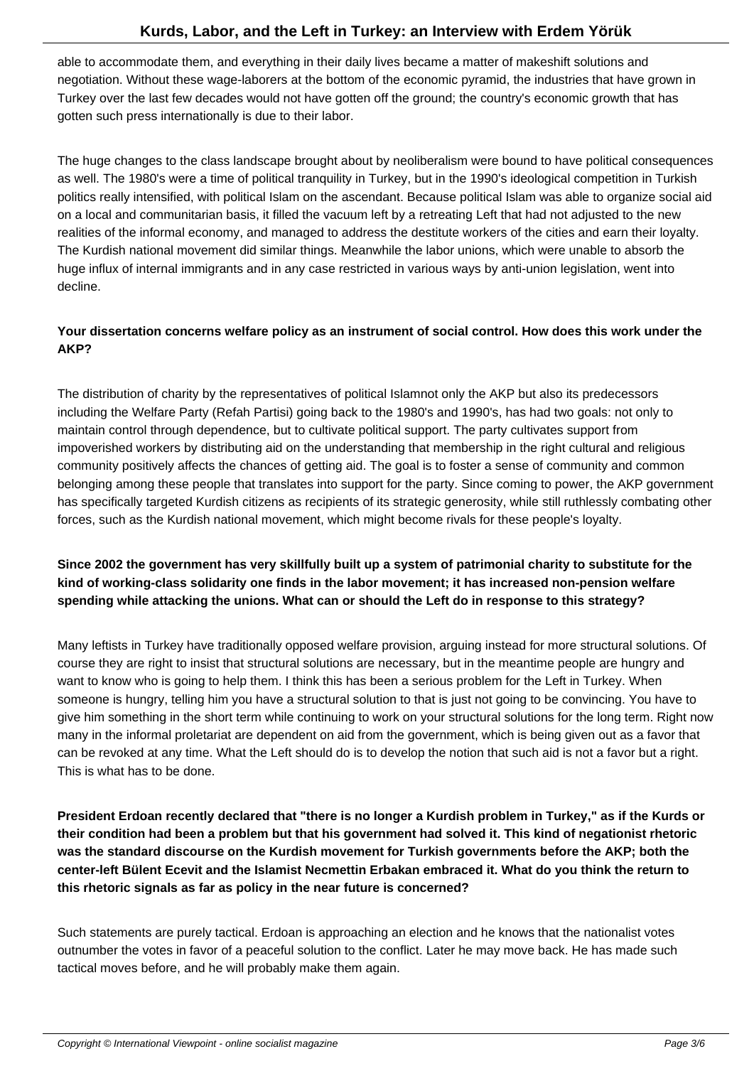able to accommodate them, and everything in their daily lives became a matter of makeshift solutions and negotiation. Without these wage-laborers at the bottom of the economic pyramid, the industries that have grown in Turkey over the last few decades would not have gotten off the ground; the country's economic growth that has gotten such press internationally is due to their labor.

The huge changes to the class landscape brought about by neoliberalism were bound to have political consequences as well. The 1980's were a time of political tranquility in Turkey, but in the 1990's ideological competition in Turkish politics really intensified, with political Islam on the ascendant. Because political Islam was able to organize social aid on a local and communitarian basis, it filled the vacuum left by a retreating Left that had not adjusted to the new realities of the informal economy, and managed to address the destitute workers of the cities and earn their loyalty. The Kurdish national movement did similar things. Meanwhile the labor unions, which were unable to absorb the huge influx of internal immigrants and in any case restricted in various ways by anti-union legislation, went into decline.

**Your dissertation concerns welfare policy as an instrument of social control. How does this work under the AKP?**

The distribution of charity by the representatives of political Islamnot only the AKP but also its predecessors including the Welfare Party (Refah Partisi) going back to the 1980's and 1990's, has had two goals: not only to maintain control through dependence, but to cultivate political support. The party cultivates support from impoverished workers by distributing aid on the understanding that membership in the right cultural and religious community positively affects the chances of getting aid. The goal is to foster a sense of community and common belonging among these people that translates into support for the party. Since coming to power, the AKP government has specifically targeted Kurdish citizens as recipients of its strategic generosity, while still ruthlessly combating other forces, such as the Kurdish national movement, which might become rivals for these people's loyalty.

**Since 2002 the government has very skillfully built up a system of patrimonial charity to substitute for the kind of working-class solidarity one finds in the labor movement; it has increased non-pension welfare spending while attacking the unions. What can or should the Left do in response to this strategy?**

Many leftists in Turkey have traditionally opposed welfare provision, arguing instead for more structural solutions. Of course they are right to insist that structural solutions are necessary, but in the meantime people are hungry and want to know who is going to help them. I think this has been a serious problem for the Left in Turkey. When someone is hungry, telling him you have a structural solution to that is just not going to be convincing. You have to give him something in the short term while continuing to work on your structural solutions for the long term. Right now many in the informal proletariat are dependent on aid from the government, which is being given out as a favor that can be revoked at any time. What the Left should do is to develop the notion that such aid is not a favor but a right. This is what has to be done.

**President Erdoan recently declared that "there is no longer a Kurdish problem in Turkey," as if the Kurds or their condition had been a problem but that his government had solved it. This kind of negationist rhetoric was the standard discourse on the Kurdish movement for Turkish governments before the AKP; both the center-left Bülent Ecevit and the Islamist Necmettin Erbakan embraced it. What do you think the return to this rhetoric signals as far as policy in the near future is concerned?**

Such statements are purely tactical. Erdoan is approaching an election and he knows that the nationalist votes outnumber the votes in favor of a peaceful solution to the conflict. Later he may move back. He has made such tactical moves before, and he will probably make them again.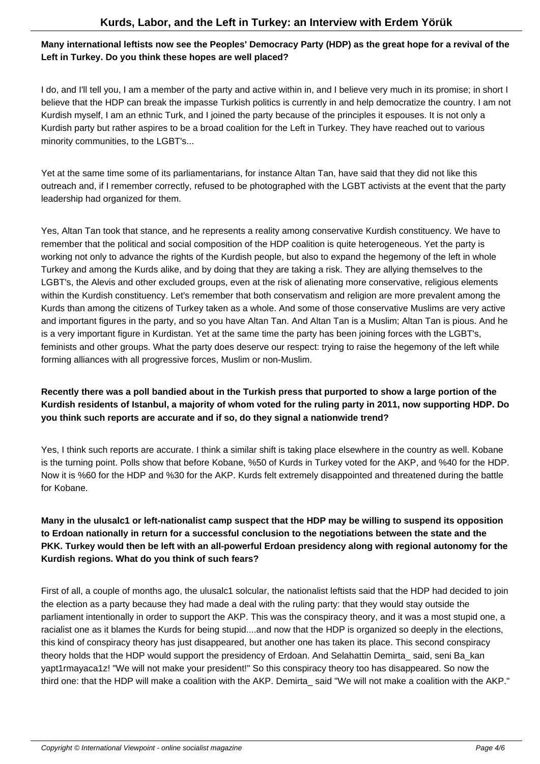**Many international leftists now see the Peoples' Democracy Party (HDP) as the great hope for a revival of the Left in Turkey. Do you think these hopes are well placed?**

I do, and I'll tell you, I am a member of the party and active within in, and I believe very much in its promise; in short I believe that the HDP can break the impasse Turkish politics is currently in and help democratize the country. I am not Kurdish myself, I am an ethnic Turk, and I joined the party because of the principles it espouses. It is not only a Kurdish party but rather aspires to be a broad coalition for the Left in Turkey. They have reached out to various minority communities, to the LGBT's...

Yet at the same time some of its parliamentarians, for instance Altan Tan, have said that they did not like this outreach and, if I remember correctly, refused to be photographed with the LGBT activists at the event that the party leadership had organized for them.

Yes, Altan Tan took that stance, and he represents a reality among conservative Kurdish constituency. We have to remember that the political and social composition of the HDP coalition is quite heterogeneous. Yet the party is working not only to advance the rights of the Kurdish people, but also to expand the hegemony of the left in whole Turkey and among the Kurds alike, and by doing that they are taking a risk. They are allying themselves to the LGBT's, the Alevis and other excluded groups, even at the risk of alienating more conservative, religious elements within the Kurdish constituency. Let's remember that both conservatism and religion are more prevalent among the Kurds than among the citizens of Turkey taken as a whole. And some of those conservative Muslims are very active and important figures in the party, and so you have Altan Tan. And Altan Tan is a Muslim; Altan Tan is pious. And he is a very important figure in Kurdistan. Yet at the same time the party has been joining forces with the LGBT's, feminists and other groups. What the party does deserve our respect: trying to raise the hegemony of the left while forming alliances with all progressive forces, Muslim or non-Muslim.

**Recently there was a poll bandied about in the Turkish press that purported to show a large portion of the Kurdish residents of Istanbul, a majority of whom voted for the ruling party in 2011, now supporting HDP. Do you think such reports are accurate and if so, do they signal a nationwide trend?**

Yes, I think such reports are accurate. I think a similar shift is taking place elsewhere in the country as well. Kobane is the turning point. Polls show that before Kobane, %50 of Kurds in Turkey voted for the AKP, and %40 for the HDP. Now it is %60 for the HDP and %30 for the AKP. Kurds felt extremely disappointed and threatened during the battle for Kobane.

**Many in the ulusalc1 or left-nationalist camp suspect that the HDP may be willing to suspend its opposition to Erdoan nationally in return for a successful conclusion to the negotiations between the state and the PKK. Turkey would then be left with an all-powerful Erdoan presidency along with regional autonomy for the Kurdish regions. What do you think of such fears?**

First of all, a couple of months ago, the ulusalc1 solcular, the nationalist leftists said that the HDP had decided to join the election as a party because they had made a deal with the ruling party: that they would stay outside the parliament intentionally in order to support the AKP. This was the conspiracy theory, and it was a most stupid one, a racialist one as it blames the Kurds for being stupid....and now that the HDP is organized so deeply in the elections, this kind of conspiracy theory has just disappeared, but another one has taken its place. This second conspiracy theory holds that the HDP would support the presidency of Erdoan. And Selahattin Demirta_ said, seni Ba_kan yapt1rmayaca1z! "We will not make your president!" So this conspiracy theory too has disappeared. So now the third one: that the HDP will make a coalition with the AKP. Demirta_ said "We will not make a coalition with the AKP."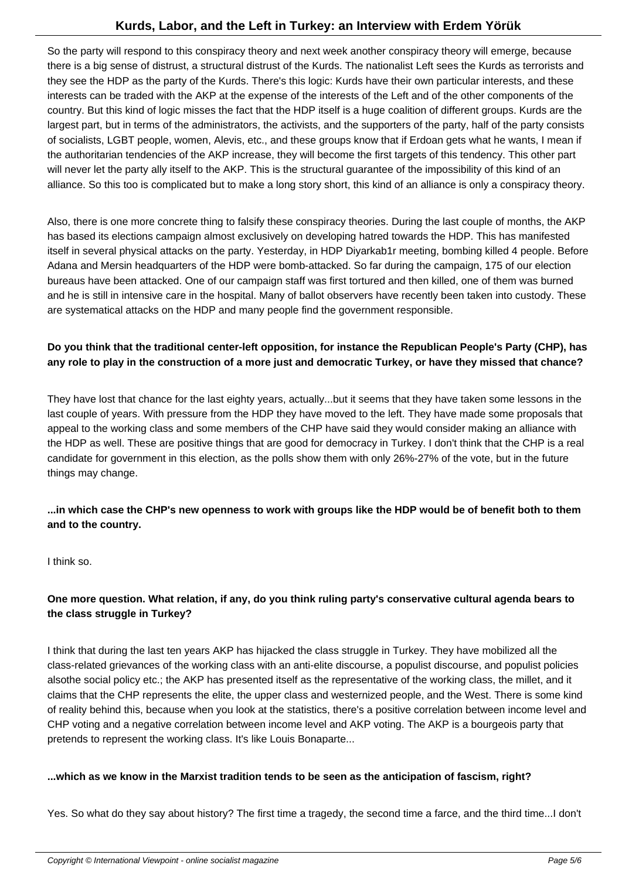So the party will respond to this conspiracy theory and next week another conspiracy theory will emerge, because there is a big sense of distrust, a structural distrust of the Kurds. The nationalist Left sees the Kurds as terrorists and they see the HDP as the party of the Kurds. There's this logic: Kurds have their own particular interests, and these interests can be traded with the AKP at the expense of the interests of the Left and of the other components of the country. But this kind of logic misses the fact that the HDP itself is a huge coalition of different groups. Kurds are the largest part, but in terms of the administrators, the activists, and the supporters of the party, half of the party consists of socialists, LGBT people, women, Alevis, etc., and these groups know that if Erdoan gets what he wants, I mean if the authoritarian tendencies of the AKP increase, they will become the first targets of this tendency. This other part will never let the party ally itself to the AKP. This is the structural guarantee of the impossibility of this kind of an alliance. So this too is complicated but to make a long story short, this kind of an alliance is only a conspiracy theory.

Also, there is one more concrete thing to falsify these conspiracy theories. During the last couple of months, the AKP has based its elections campaign almost exclusively on developing hatred towards the HDP. This has manifested itself in several physical attacks on the party. Yesterday, in HDP Diyarkab1r meeting, bombing killed 4 people. Before Adana and Mersin headquarters of the HDP were bomb-attacked. So far during the campaign, 175 of our election bureaus have been attacked. One of our campaign staff was first tortured and then killed, one of them was burned and he is still in intensive care in the hospital. Many of ballot observers have recently been taken into custody. These are systematical attacks on the HDP and many people find the government responsible.

**Do you think that the traditional center-left opposition, for instance the Republican People's Party (CHP), has any role to play in the construction of a more just and democratic Turkey, or have they missed that chance?**

They have lost that chance for the last eighty years, actually...but it seems that they have taken some lessons in the last couple of years. With pressure from the HDP they have moved to the left. They have made some proposals that appeal to the working class and some members of the CHP have said they would consider making an alliance with the HDP as well. These are positive things that are good for democracy in Turkey. I don't think that the CHP is a real candidate for government in this election, as the polls show them with only 26%-27% of the vote, but in the future things may change.

**...in which case the CHP's new openness to work with groups like the HDP would be of benefit both to them and to the country.**

I think so.

**One more question. What relation, if any, do you think ruling party's conservative cultural agenda bears to the class struggle in Turkey?**

I think that during the last ten years AKP has hijacked the class struggle in Turkey. They have mobilized all the class-related grievances of the working class with an anti-elite discourse, a populist discourse, and populist policies alsothe social policy etc.; the AKP has presented itself as the representative of the working class, the millet, and it claims that the CHP represents the elite, the upper class and westernized people, and the West. There is some kind of reality behind this, because when you look at the statistics, there's a positive correlation between income level and CHP voting and a negative correlation between income level and AKP voting. The AKP is a bourgeois party that pretends to represent the working class. It's like Louis Bonaparte...

**...which as we know in the Marxist tradition tends to be seen as the anticipation of fascism, right?**

Yes. So what do they say about history? The first time a tragedy, the second time a farce, and the third time...I don't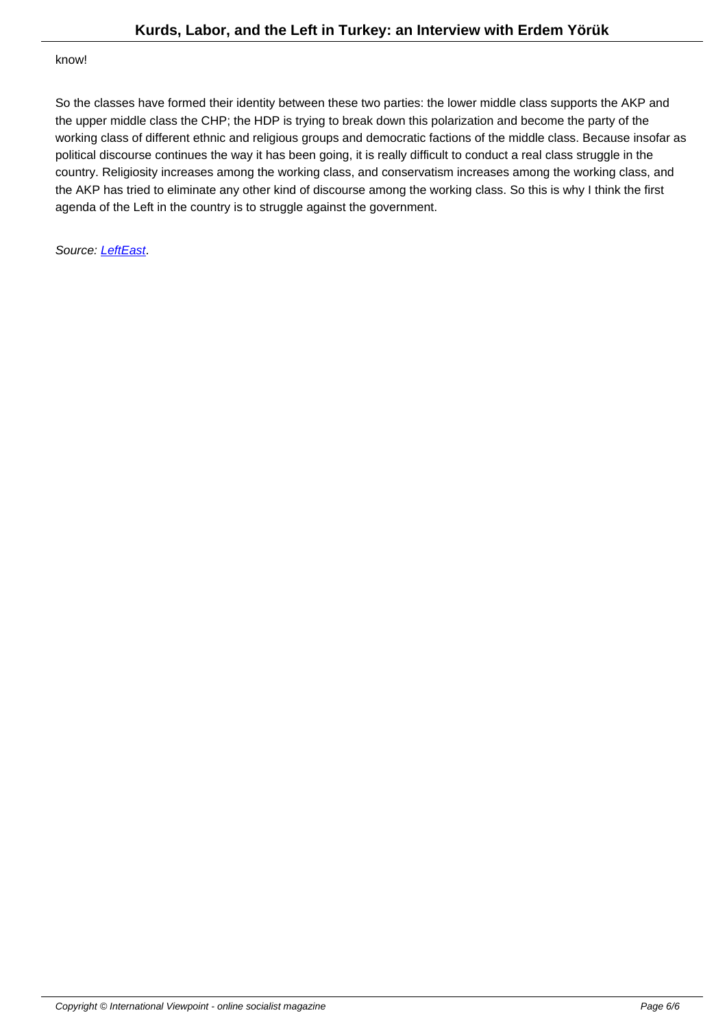know!

So the classes have formed their identity between these two parties: the lower middle class supports the AKP and the upper middle class the CHP; the HDP is trying to break down this polarization and become the party of the working class of different ethnic and religious groups and democratic factions of the middle class. Because insofar as political discourse continues the way it has been going, it is really difficult to conduct a real class struggle in the country. Religiosity increases among the working class, and conservatism increases among the working class, and the AKP has tried to eliminate any other kind of discourse among the working class. So this is why I think the first agenda of the Left in the country is to struggle against the government.

*Source: LeftEast.*